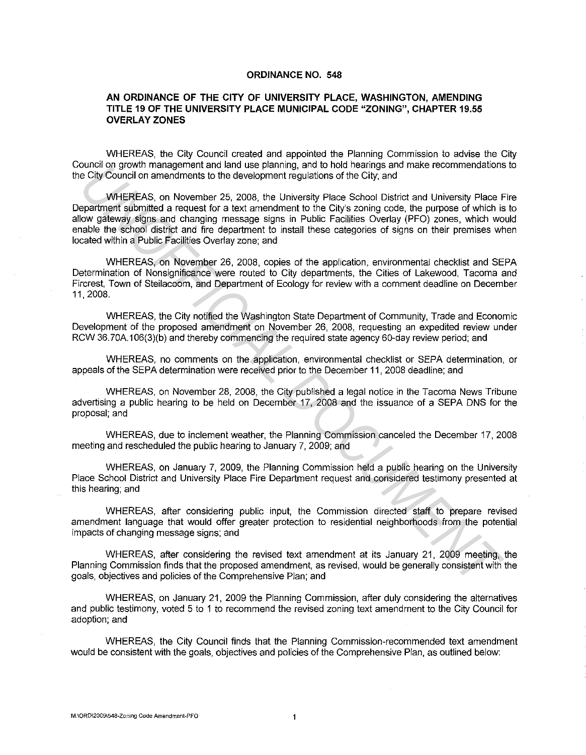# ORDINANCE NO. 548

## AN ORDINANCE OF THE CITY OF UNIVERSITY PLACE, WASHINGTON, AMENDING TITLE 19 OF THE UNIVERSITY PLACE MUNICIPAL CODE "ZONING", CHAPTER 19.55 OVERLAY ZONES

WHEREAS, the City Council created and appointed the Planning Commission to advise the City Council on growth management and land use planning, and to hold hearings and make recommendations to the City Council on amendments to the development regulations of the City; and

WHEREAS, on November 25, 2008, the University Place School District and University Place Fire Department submitted a request for a text amendment to the City's zoning code, the purpose of which is to allow gateway signs and changing message signs in Public Facilities Overlay (PFO) zones, which would enable the school district and fire department to install these categories of signs on their premises when located within a Public Facilities Overlay zone; and

WHEREAS, on November 26, 2008, copies of the application, environmental checklist and SEPA Determination of Nonsignificance were routed to City departments, the Cities of Lakewood, Tacoma and Fircrest, Town of Steilacoom, and Department of Ecology for review with a comment deadline on December 11, 2008.

WHEREAS, the City notified the Washington State Department of Community, Trade and Economic Development of the proposed amendment on November 26, 2008, requesting an expedited review under RCW 36.70A.106(3)(b) and thereby commencing the required state agency 60-day review period; and

WHEREAS, no comments on the application, environmental checklist or SEPA determination, or appeals of the SEPA determination were received prior to the December 11, 2008 deadline; and

WHEREAS, on November 28, 2008, the City published a legal notice in the Tacoma News Tribune advertising a public hearing to be held on December 17, 2008 and the issuance of a SEPA DNS for the proposal; and

WHEREAS, due to inclement weather, the Planning Commission canceled the December 17, 2008 meeting and rescheduled the public hearing to January 7, 2009; and

WHEREAS, on January 7, 2009, the Planning Commission held a public hearing on the University Place School District and University Place Fire Department request and considered testimony presented at this hearing; and

WHEREAS, after considering public input, the Commission directed staff to prepare revised amendment language that would offer greater protection to residential neighborhoods from the potential impacts of changing message signs; and

WHEREAS, after considering the revised text amendment at its January 21, 2009 meeting, the Planning Commission finds that the proposed amendment, as revised, would be generally consistent with the goals, objectives and policies of the Comprehensive Plan; and

WHEREAS, on January 21, 2009 the Planning Commission, after duly considering the alternatives and public testimony, voted 5 to 1 to recommend the revised zoning text amendment to the City Council for adoption; and

WHEREAS, the City Council finds that the Planning Commission-recommended text amendment would be consistent with the goals, objectives and policies of the Comprehensive Plan, as outlined below: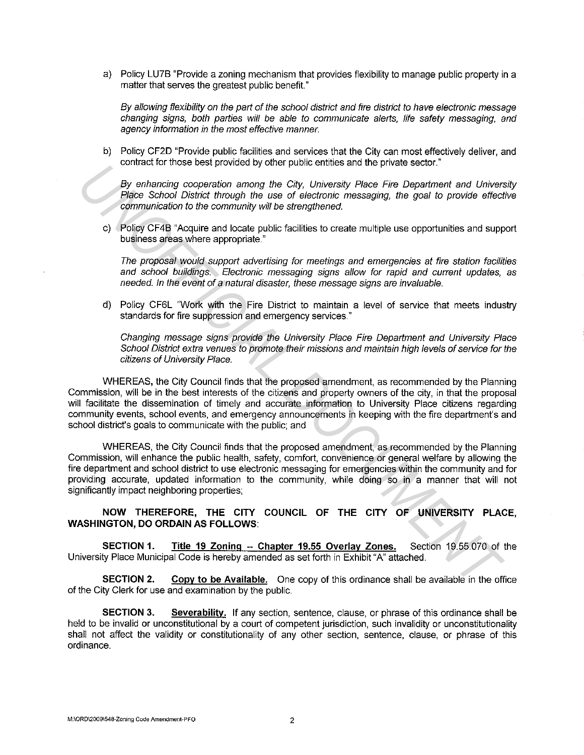a) Policy LU7B "Provide a zoning mechanism that provides flexibility to manage public property in a matter that serves the greatest public benefit."

   *By allowing flexibility on the part of the school district and fire district to have electronic message changing signs, both parties will be able to communicate alerts, life safety messaging, and agency information in the most effective manner.*

b) Policy CF2D "Provide public facilities and services that the City can most effectively deliver, and contract for those best provided by other public entities and the private sector."

   *By enhancing cooperation among the City, University Place Fire Department and University Place School District through the use of electronic messaging, the goal to provide effective communication to the community will be strengthened.*

c) Policy CF4B "Acquire and locate public facilities to create multiple use opportunities and support business areas where appropriate."

   *The proposal would support advertising for meetings and emergencies at fire station facilities and school buildings. Electronic messaging signs allow for rapid and current updates, as needed. In the event of a natural disaster, these message signs are invaluable.*

d) Policy CF6L "Work with the Fire District to maintain a level of service that meets industry standards for fire suppression and emergency services."

   *Changing message signs provide the University Place Fire Department and University Place School District extra venues to promote their missions and maintain high levels of service for the citizens of University Place.*

WHEREAS, the City Council finds that the proposed amendment, as recommended by the Planning Commission, will be in the best interests of the citizens and property owners of the city, in that the proposal will facilitate the dissemination of timely and accurate information to University Place citizens regarding community events, school events, and emergency announcements in keeping with the fire department's and school district's goals to communicate with the public; and

WHEREAS, the City Council finds that the proposed amendment, as recommended by the Planning Commission, will enhance the public health, safety, comfort, convenience or general welfare by allowing the fire department and school district to use electronic messaging for emergencies within the community and for providing accurate, updated information to the community, while doing so in a manner that will not significantly impact neighboring properties;

**NOW THEREFORE, THE CITY COUNCIL OF THE CITY OF UNIVERSITY PLACE, WASHINGTON, DO ORDAIN AS FOLLOWS:**

**SECTION 1.** **Title 19 Zoning -- Chapter 19.55 Overlay Zones.** Section 19.55.070 of the University Place Municipal Code is hereby amended as set forth in Exhibit "A" attached.

**SECTION 2.** **Copy to be Available.** One copy of this ordinance shall be available in the office of the City Clerk for use and examination by the public.

**SECTION 3.** **Severability.** If any section, sentence, clause, or phrase of this ordinance shall be held to be invalid or unconstitutional by a court of competent jurisdiction, such invalidity or unconstitutionality shall not affect the validity or constitutionality of any other section, sentence, clause, or phrase of this ordinance.

M:\ORD\2009\548-Zoning Code Amendment-PFO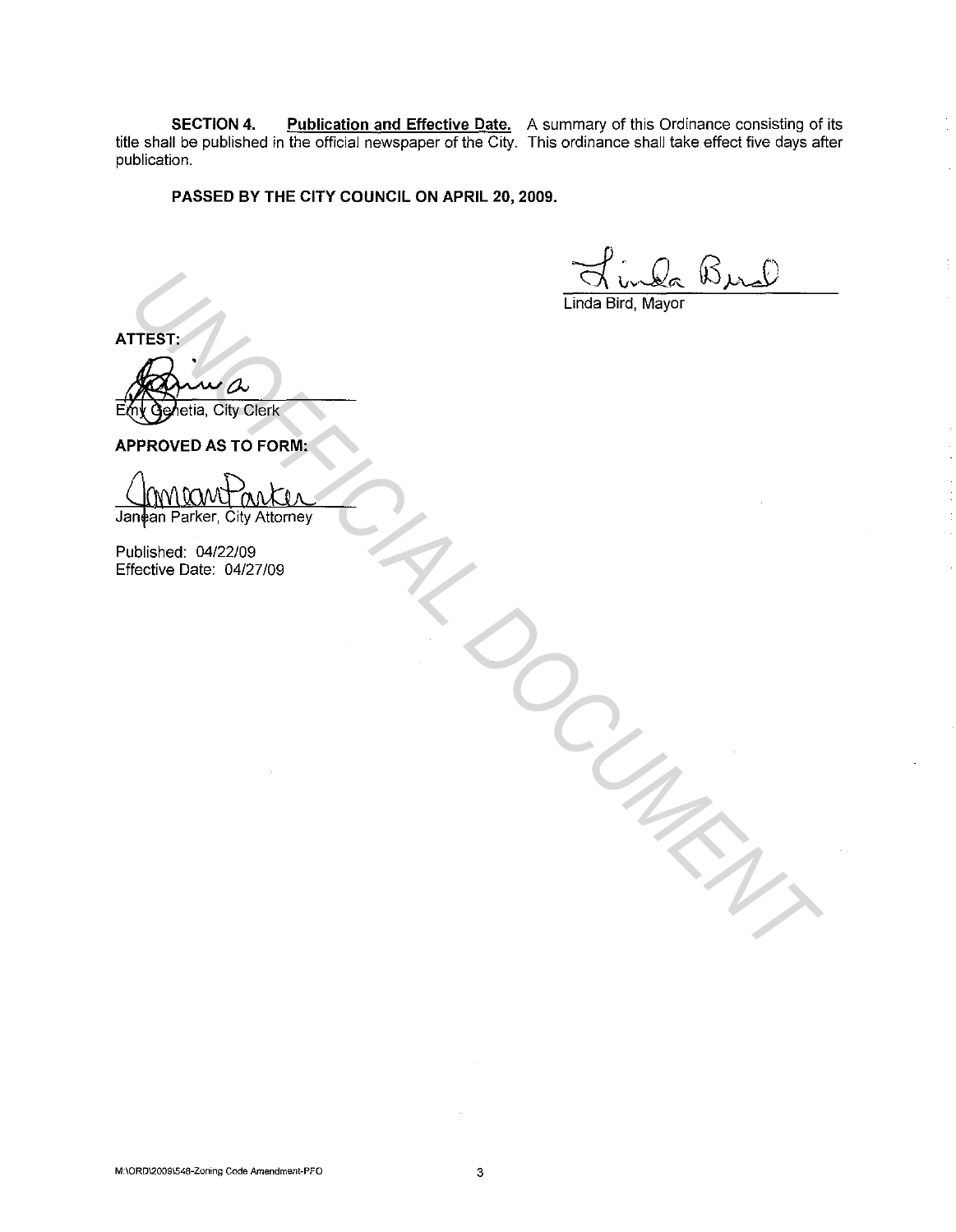**SECTION 4. Publication and Effective Date.** A summary of this Ordinance consisting of its title shall be published in the official newspaper of the City. This ordinance shall take effect five days after publication.

**PASSED BY THE CITY COUNCIL ON APRIL 20, 2009.**

Linda Bird, Mayor

**ATTEST:**

Emy Genetia, City Clerk

**APPROVED AS TO FORM:**

Janean Parker, City Attorney

Published: 04/22/09
Effective Date: 04/27/09

UNOFFICIAL DOCUMENT

M:\ORD\2009\548-Zoning Code Amendment-PFO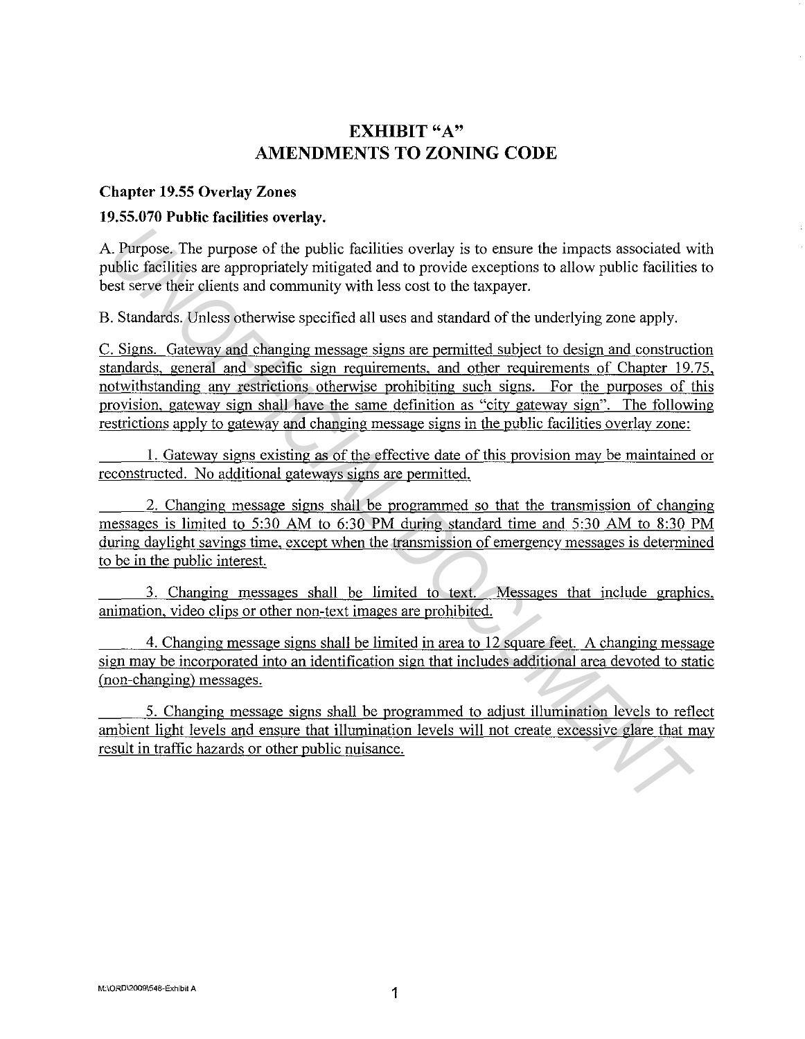# EXHIBIT "A"
# AMENDMENTS TO ZONING CODE

**Chapter 19.55 Overlay Zones**

**19.55.070 Public facilities overlay.**

A. Purpose. The purpose of the public facilities overlay is to ensure the impacts associated with public facilities are appropriately mitigated and to provide exceptions to allow public facilities to best serve their clients and community with less cost to the taxpayer.

B. Standards. Unless otherwise specified all uses and standard of the underlying zone apply.

C. Signs. Gateway and changing message signs are permitted subject to design and construction standards, general and specific sign requirements, and other requirements of Chapter 19.75, notwithstanding any restrictions otherwise prohibiting such signs. For the purposes of this provision, gateway sign shall have the same definition as "city gateway sign". The following restrictions apply to gateway and changing message signs in the public facilities overlay zone:

1. Gateway signs existing as of the effective date of this provision may be maintained or reconstructed. No additional gateways signs are permitted.

2. Changing message signs shall be programmed so that the transmission of changing messages is limited to 5:30 AM to 6:30 PM during standard time and 5:30 AM to 8:30 PM during daylight savings time, except when the transmission of emergency messages is determined to be in the public interest.

3. Changing messages shall be limited to text. Messages that include graphics, animation, video clips or other non-text images are prohibited.

4. Changing message signs shall be limited in area to 12 square feet. A changing message sign may be incorporated into an identification sign that includes additional area devoted to static (non-changing) messages.

5. Changing message signs shall be programmed to adjust illumination levels to reflect ambient light levels and ensure that illumination levels will not create excessive glare that may result in traffic hazards or other public nuisance.

M:\ORD\2009\548-Exhibit A